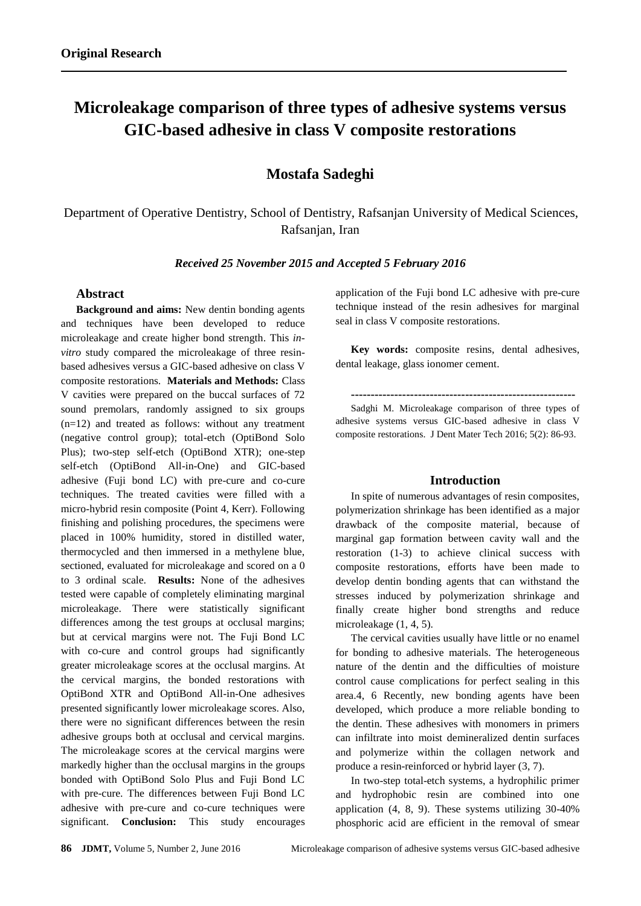**Original Research**

# Microleakage comparison of three types of adhesive systems versus GIC-based adhesive in class V composite restorations

## Mostafa Sadeghi

Department of Operative Dentistry, School of Dentistry, Rafsanjan University of Medical Sciences, Rafsanjan, Iran

***Received 25 November 2015 and Accepted 5 February 2016***

### Abstract

**Background and aims:** New dentin bonding agents and techniques have been developed to reduce microleakage and create higher bond strength. This *in-vitro* study compared the microleakage of three resin-based adhesives versus a GIC-based adhesive on class V composite restorations. **Materials and Methods:** Class V cavities were prepared on the buccal surfaces of 72 sound premolars, randomly assigned to six groups (n=12) and treated as follows: without any treatment (negative control group); total-etch (OptiBond Solo Plus); two-step self-etch (OptiBond XTR); one-step self-etch (OptiBond All-in-One) and GIC-based adhesive (Fuji bond LC) with pre-cure and co-cure techniques. The treated cavities were filled with a micro-hybrid resin composite (Point 4, Kerr). Following finishing and polishing procedures, the specimens were placed in 100% humidity, stored in distilled water, thermocycled and then immersed in a methylene blue, sectioned, evaluated for microleakage and scored on a 0 to 3 ordinal scale. **Results:** None of the adhesives tested were capable of completely eliminating marginal microleakage. There were statistically significant differences among the test groups at occlusal margins; but at cervical margins were not. The Fuji Bond LC with co-cure and control groups had significantly greater microleakage scores at the occlusal margins. At the cervical margins, the bonded restorations with OptiBond XTR and OptiBond All-in-One adhesives presented significantly lower microleakage scores. Also, there were no significant differences between the resin adhesive groups both at occlusal and cervical margins. The microleakage scores at the cervical margins were markedly higher than the occlusal margins in the groups bonded with OptiBond Solo Plus and Fuji Bond LC with pre-cure. The differences between Fuji Bond LC adhesive with pre-cure and co-cure techniques were significant. **Conclusion:** This study encourages application of the Fuji bond LC adhesive with pre-cure technique instead of the resin adhesives for marginal seal in class V composite restorations.

**Key words:** composite resins, dental adhesives, dental leakage, glass ionomer cement.

---------------------------------------------------------

Sadghi M. Microleakage comparison of three types of adhesive systems versus GIC-based adhesive in class V composite restorations. J Dent Mater Tech 2016; 5(2): 86-93.

### Introduction

In spite of numerous advantages of resin composites, polymerization shrinkage has been identified as a major drawback of the composite material, because of marginal gap formation between cavity wall and the restoration (1-3) to achieve clinical success with composite restorations, efforts have been made to develop dentin bonding agents that can withstand the stresses induced by polymerization shrinkage and finally create higher bond strengths and reduce microleakage (1, 4, 5).

The cervical cavities usually have little or no enamel for bonding to adhesive materials. The heterogeneous nature of the dentin and the difficulties of moisture control cause complications for perfect sealing in this area.4, 6 Recently, new bonding agents have been developed, which produce a more reliable bonding to the dentin. These adhesives with monomers in primers can infiltrate into moist demineralized dentin surfaces and polymerize within the collagen network and produce a resin-reinforced or hybrid layer (3, 7).

In two-step total-etch systems, a hydrophilic primer and hydrophobic resin are combined into one application (4, 8, 9). These systems utilizing 30-40% phosphoric acid are efficient in the removal of smear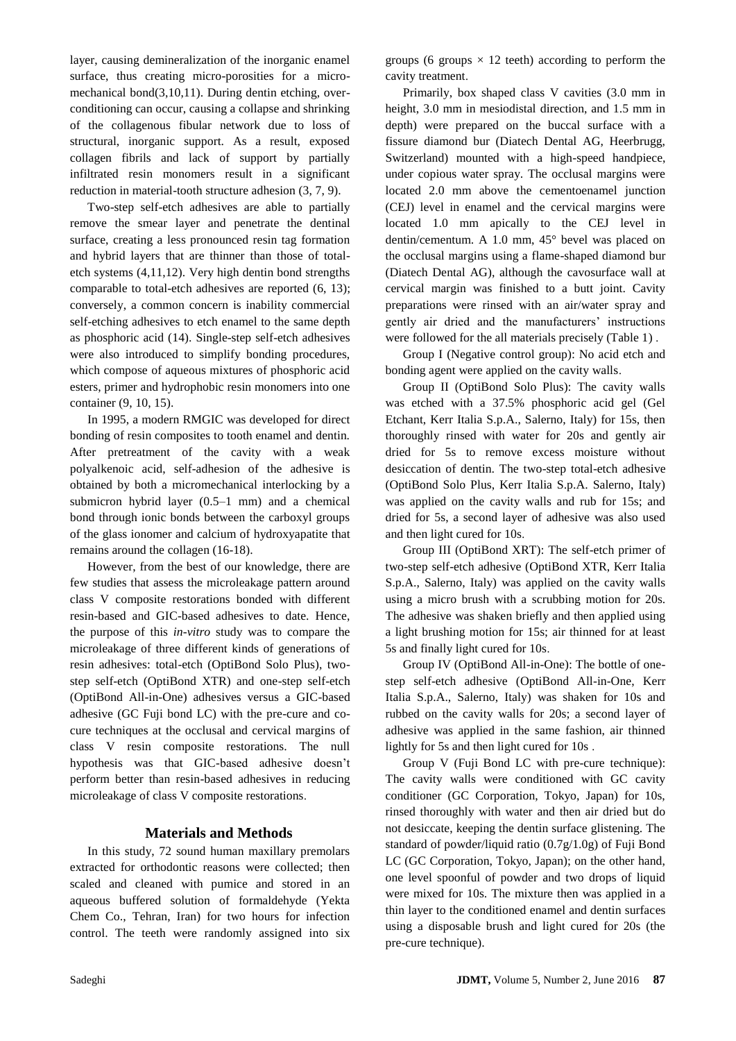layer, causing demineralization of the inorganic enamel surface, thus creating micro-porosities for a micro-mechanical bond(3,10,11). During dentin etching, over-conditioning can occur, causing a collapse and shrinking of the collagenous fibular network due to loss of structural, inorganic support. As a result, exposed collagen fibrils and lack of support by partially infiltrated resin monomers result in a significant reduction in material-tooth structure adhesion (3, 7, 9).

Two-step self-etch adhesives are able to partially remove the smear layer and penetrate the dentinal surface, creating a less pronounced resin tag formation and hybrid layers that are thinner than those of total-etch systems (4,11,12). Very high dentin bond strengths comparable to total-etch adhesives are reported (6, 13); conversely, a common concern is inability commercial self-etching adhesives to etch enamel to the same depth as phosphoric acid (14). Single-step self-etch adhesives were also introduced to simplify bonding procedures, which compose of aqueous mixtures of phosphoric acid esters, primer and hydrophobic resin monomers into one container (9, 10, 15).

In 1995, a modern RMGIC was developed for direct bonding of resin composites to tooth enamel and dentin. After pretreatment of the cavity with a weak polyalkenoic acid, self-adhesion of the adhesive is obtained by both a micromechanical interlocking by a submicron hybrid layer (0.5–1 mm) and a chemical bond through ionic bonds between the carboxyl groups of the glass ionomer and calcium of hydroxyapatite that remains around the collagen (16-18).

However, from the best of our knowledge, there are few studies that assess the microleakage pattern around class V composite restorations bonded with different resin-based and GIC-based adhesives to date. Hence, the purpose of this *in-vitro* study was to compare the microleakage of three different kinds of generations of resin adhesives: total-etch (OptiBond Solo Plus), two-step self-etch (OptiBond XTR) and one-step self-etch (OptiBond All-in-One) adhesives versus a GIC-based adhesive (GC Fuji bond LC) with the pre-cure and co-cure techniques at the occlusal and cervical margins of class V resin composite restorations. The null hypothesis was that GIC-based adhesive doesn't perform better than resin-based adhesives in reducing microleakage of class V composite restorations.

## Materials and Methods

In this study, 72 sound human maxillary premolars extracted for orthodontic reasons were collected; then scaled and cleaned with pumice and stored in an aqueous buffered solution of formaldehyde (Yekta Chem Co., Tehran, Iran) for two hours for infection control. The teeth were randomly assigned into six groups (6 groups × 12 teeth) according to perform the cavity treatment.

Primarily, box shaped class V cavities (3.0 mm in height, 3.0 mm in mesiodistal direction, and 1.5 mm in depth) were prepared on the buccal surface with a fissure diamond bur (Diatech Dental AG, Heerbrugg, Switzerland) mounted with a high-speed handpiece, under copious water spray. The occlusal margins were located 2.0 mm above the cementoenamel junction (CEJ) level in enamel and the cervical margins were located 1.0 mm apically to the CEJ level in dentin/cementum. A 1.0 mm, 45° bevel was placed on the occlusal margins using a flame-shaped diamond bur (Diatech Dental AG), although the cavosurface wall at cervical margin was finished to a butt joint. Cavity preparations were rinsed with an air/water spray and gently air dried and the manufacturers' instructions were followed for the all materials precisely (Table 1) .

Group I (Negative control group): No acid etch and bonding agent were applied on the cavity walls.

Group II (OptiBond Solo Plus): The cavity walls was etched with a 37.5% phosphoric acid gel (Gel Etchant, Kerr Italia S.p.A., Salerno, Italy) for 15s, then thoroughly rinsed with water for 20s and gently air dried for 5s to remove excess moisture without desiccation of dentin. The two-step total-etch adhesive (OptiBond Solo Plus, Kerr Italia S.p.A. Salerno, Italy) was applied on the cavity walls and rub for 15s; and dried for 5s, a second layer of adhesive was also used and then light cured for 10s.

Group III (OptiBond XRT): The self-etch primer of two-step self-etch adhesive (OptiBond XTR, Kerr Italia S.p.A., Salerno, Italy) was applied on the cavity walls using a micro brush with a scrubbing motion for 20s. The adhesive was shaken briefly and then applied using a light brushing motion for 15s; air thinned for at least 5s and finally light cured for 10s.

Group IV (OptiBond All-in-One): The bottle of one-step self-etch adhesive (OptiBond All-in-One, Kerr Italia S.p.A., Salerno, Italy) was shaken for 10s and rubbed on the cavity walls for 20s; a second layer of adhesive was applied in the same fashion, air thinned lightly for 5s and then light cured for 10s .

Group V (Fuji Bond LC with pre-cure technique): The cavity walls were conditioned with GC cavity conditioner (GC Corporation, Tokyo, Japan) for 10s, rinsed thoroughly with water and then air dried but do not desiccate, keeping the dentin surface glistening. The standard of powder/liquid ratio (0.7g/1.0g) of Fuji Bond LC (GC Corporation, Tokyo, Japan); on the other hand, one level spoonful of powder and two drops of liquid were mixed for 10s. The mixture then was applied in a thin layer to the conditioned enamel and dentin surfaces using a disposable brush and light cured for 20s (the pre-cure technique).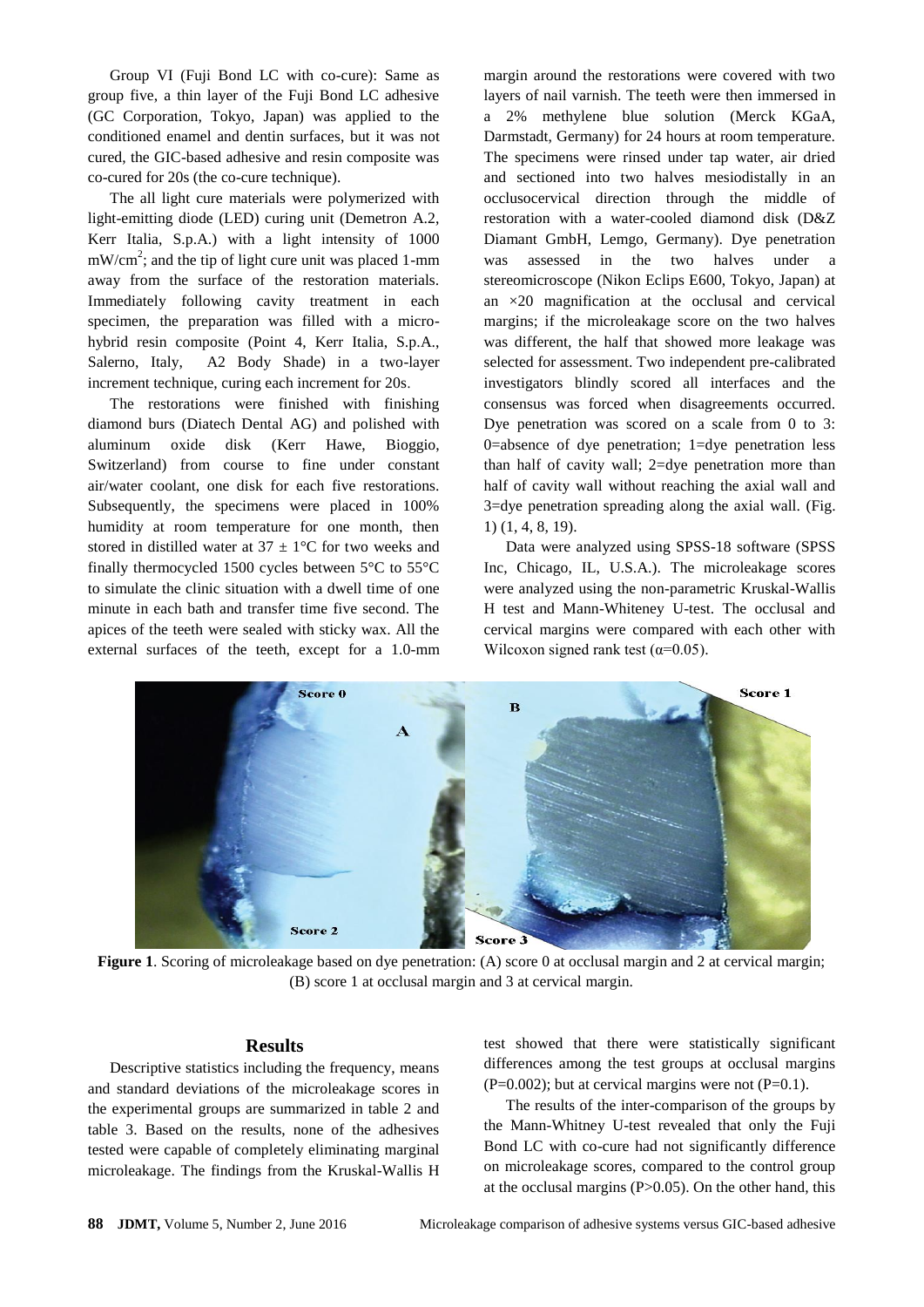Group VI (Fuji Bond LC with co-cure): Same as group five, a thin layer of the Fuji Bond LC adhesive (GC Corporation, Tokyo, Japan) was applied to the conditioned enamel and dentin surfaces, but it was not cured, the GIC-based adhesive and resin composite was co-cured for 20s (the co-cure technique).

The all light cure materials were polymerized with light-emitting diode (LED) curing unit (Demetron A.2, Kerr Italia, S.p.A.) with a light intensity of 1000 $mW/cm^2$; and the tip of light cure unit was placed 1-mm away from the surface of the restoration materials. Immediately following cavity treatment in each specimen, the preparation was filled with a micro-hybrid resin composite (Point 4, Kerr Italia, S.p.A., Salerno, Italy, A2 Body Shade) in a two-layer increment technique, curing each increment for 20s.

The restorations were finished with finishing diamond burs (Diatech Dental AG) and polished with aluminum oxide disk (Kerr Hawe, Bioggio, Switzerland) from course to fine under constant air/water coolant, one disk for each five restorations. Subsequently, the specimens were placed in 100% humidity at room temperature for one month, then stored in distilled water at 37 ± 1°C for two weeks and finally thermocycled 1500 cycles between 5°C to 55°C to simulate the clinic situation with a dwell time of one minute in each bath and transfer time five second. The apices of the teeth were sealed with sticky wax. All the external surfaces of the teeth, except for a 1.0-mm margin around the restorations were covered with two layers of nail varnish. The teeth were then immersed in a 2% methylene blue solution (Merck KGaA, Darmstadt, Germany) for 24 hours at room temperature. The specimens were rinsed under tap water, air dried and sectioned into two halves mesiodistally in an occlusocervical direction through the middle of restoration with a water-cooled diamond disk (D&Z Diamant GmbH, Lemgo, Germany). Dye penetration was assessed in the two halves under a stereomicroscope (Nikon Eclips E600, Tokyo, Japan) at an ×20 magnification at the occlusal and cervical margins; if the microleakage score on the two halves was different, the half that showed more leakage was selected for assessment. Two independent pre-calibrated investigators blindly scored all interfaces and the consensus was forced when disagreements occurred. Dye penetration was scored on a scale from 0 to 3: 0=absence of dye penetration; 1=dye penetration less than half of cavity wall; 2=dye penetration more than half of cavity wall without reaching the axial wall and 3=dye penetration spreading along the axial wall. (Fig. 1) (1, 4, 8, 19).

Data were analyzed using SPSS-18 software (SPSS Inc, Chicago, IL, U.S.A.). The microleakage scores were analyzed using the non-parametric Kruskal-Wallis H test and Mann-Whiteney U-test. The occlusal and cervical margins were compared with each other with Wilcoxon signed rank test (α=0.05).

**Figure 1**. Scoring of microleakage based on dye penetration: (A) score 0 at occlusal margin and 2 at cervical margin; (B) score 1 at occlusal margin and 3 at cervical margin.

## Results

Descriptive statistics including the frequency, means and standard deviations of the microleakage scores in the experimental groups are summarized in table 2 and table 3. Based on the results, none of the adhesives tested were capable of completely eliminating marginal microleakage. The findings from the Kruskal-Wallis H test showed that there were statistically significant differences among the test groups at occlusal margins (P=0.002); but at cervical margins were not (P=0.1).

The results of the inter-comparison of the groups by the Mann-Whitney U-test revealed that only the Fuji Bond LC with co-cure had not significantly difference on microleakage scores, compared to the control group at the occlusal margins (P>0.05). On the other hand, this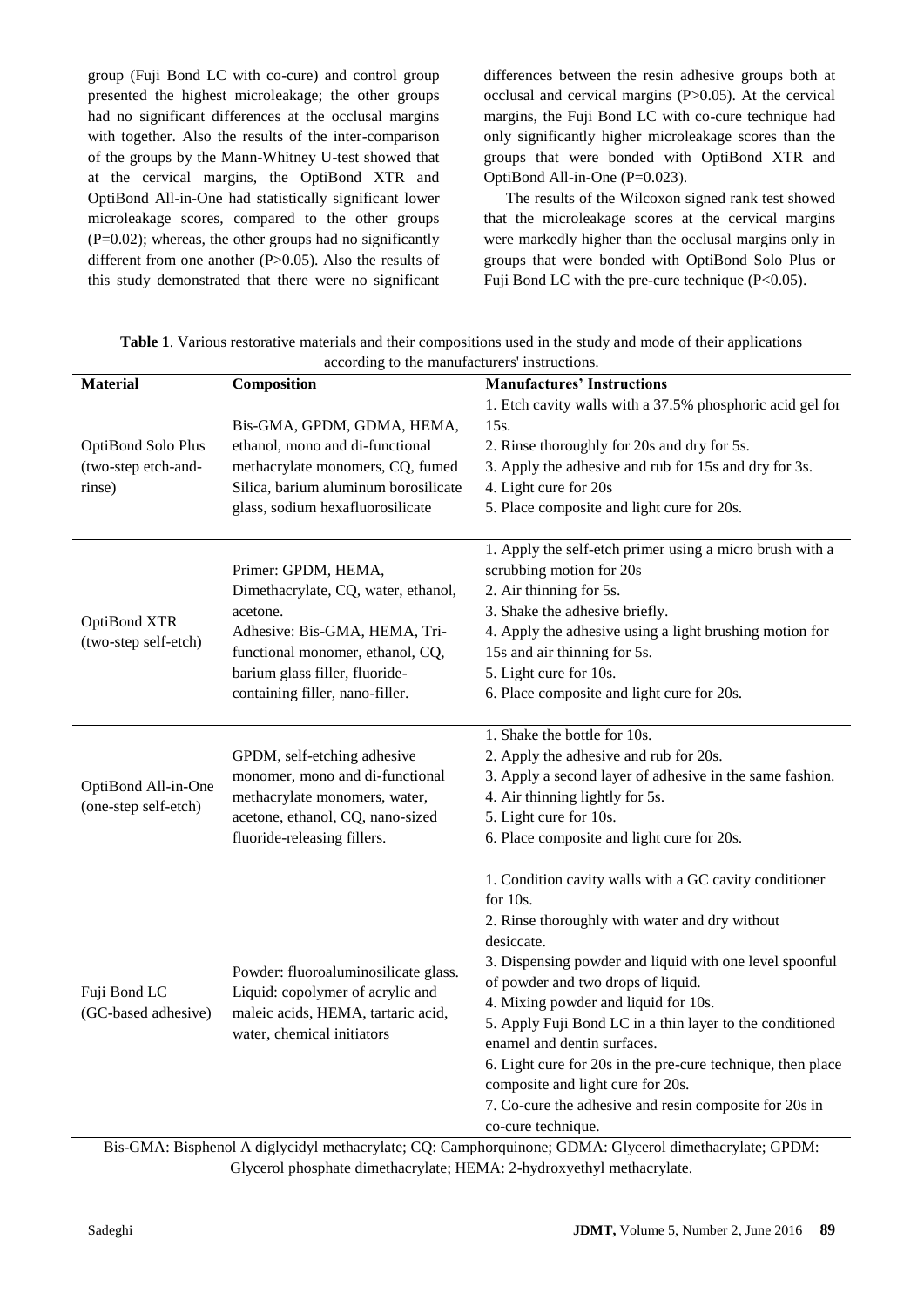group (Fuji Bond LC with co-cure) and control group presented the highest microleakage; the other groups had no significant differences at the occlusal margins with together. Also the results of the inter-comparison of the groups by the Mann-Whitney U-test showed that at the cervical margins, the OptiBond XTR and OptiBond All-in-One had statistically significant lower microleakage scores, compared to the other groups (P=0.02); whereas, the other groups had no significantly different from one another (P>0.05). Also the results of this study demonstrated that there were no significant differences between the resin adhesive groups both at occlusal and cervical margins (P>0.05). At the cervical margins, the Fuji Bond LC with co-cure technique had only significantly higher microleakage scores than the groups that were bonded with OptiBond XTR and OptiBond All-in-One (P=0.023).

The results of the Wilcoxon signed rank test showed that the microleakage scores at the cervical margins were markedly higher than the occlusal margins only in groups that were bonded with OptiBond Solo Plus or Fuji Bond LC with the pre-cure technique (P<0.05).

**Table 1**. Various restorative materials and their compositions used in the study and mode of their applications according to the manufacturers' instructions.

| Material | Composition | Manufactures' Instructions |
|---|---|---|
| OptiBond Solo Plus (two-step etch-and-rinse) | Bis-GMA, GPDM, GDMA, HEMA, ethanol, mono and di-functional methacrylate monomers, CQ, fumed Silica, barium aluminum borosilicate glass, sodium hexafluorosilicate | 1. Etch cavity walls with a 37.5% phosphoric acid gel for 15s.<br>2. Rinse thoroughly for 20s and dry for 5s.<br>3. Apply the adhesive and rub for 15s and dry for 3s.<br>4. Light cure for 20s<br>5. Place composite and light cure for 20s. |
| OptiBond XTR (two-step self-etch) | Primer: GPDM, HEMA, Dimethacrylate, CQ, water, ethanol, acetone.<br>Adhesive: Bis-GMA, HEMA, Tri-functional monomer, ethanol, CQ, barium glass filler, fluoride-containing filler, nano-filler. | 1. Apply the self-etch primer using a micro brush with a scrubbing motion for 20s<br>2. Air thinning for 5s.<br>3. Shake the adhesive briefly.<br>4. Apply the adhesive using a light brushing motion for 15s and air thinning for 5s.<br>5. Light cure for 10s.<br>6. Place composite and light cure for 20s. |
| OptiBond All-in-One (one-step self-etch) | GPDM, self-etching adhesive monomer, mono and di-functional methacrylate monomers, water, acetone, ethanol, CQ, nano-sized fluoride-releasing fillers. | 1. Shake the bottle for 10s.<br>2. Apply the adhesive and rub for 20s.<br>3. Apply a second layer of adhesive in the same fashion.<br>4. Air thinning lightly for 5s.<br>5. Light cure for 10s.<br>6. Place composite and light cure for 20s. |
| Fuji Bond LC (GC-based adhesive) | Powder: fluoroaluminosilicate glass.<br>Liquid: copolymer of acrylic and maleic acids, HEMA, tartaric acid, water, chemical initiators | 1. Condition cavity walls with a GC cavity conditioner for 10s.<br>2. Rinse thoroughly with water and dry without desiccate.<br>3. Dispensing powder and liquid with one level spoonful of powder and two drops of liquid.<br>4. Mixing powder and liquid for 10s.<br>5. Apply Fuji Bond LC in a thin layer to the conditioned enamel and dentin surfaces.<br>6. Light cure for 20s in the pre-cure technique, then place composite and light cure for 20s.<br>7. Co-cure the adhesive and resin composite for 20s in co-cure technique. |

Bis-GMA: Bisphenol A diglycidyl methacrylate; CQ: Camphorquinone; GDMA: Glycerol dimethacrylate; GPDM: Glycerol phosphate dimethacrylate; HEMA: 2-hydroxyethyl methacrylate.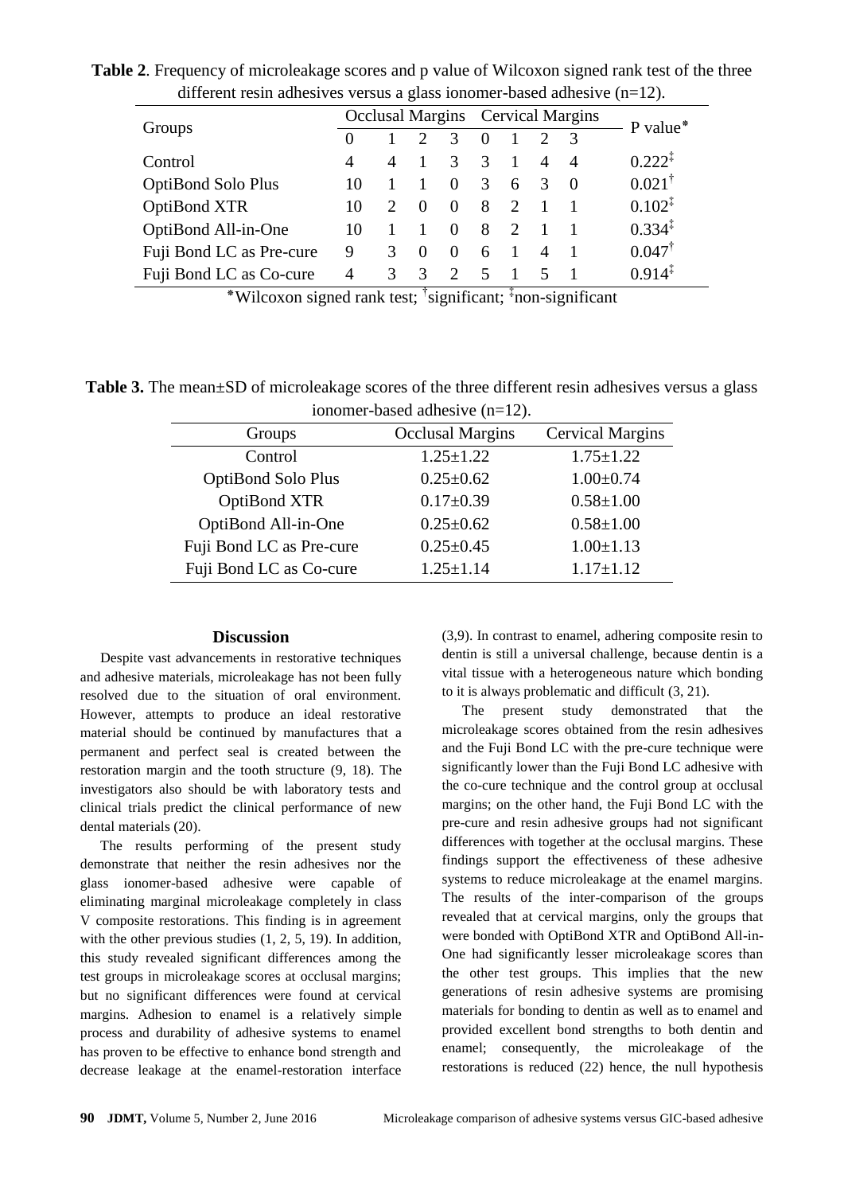**Table 2**. Frequency of microleakage scores and p value of Wilcoxon signed rank test of the three different resin adhesives versus a glass ionomer-based adhesive (n=12).

| Groups | Occlusal Margins | | | | Cervical Margins | | | | P value* |
|---|---|---|---|---|---|---|---|---|---|
| | 0 | 1 | 2 | 3 | 0 | 1 | 2 | 3 | |
| Control | 4 | 4 | 1 | 3 | 3 | 1 | 4 | 4 | 0.222‡ |
| OptiBond Solo Plus | 10 | 1 | 1 | 0 | 3 | 6 | 3 | 0 | 0.021† |
| OptiBond XTR | 10 | 2 | 0 | 0 | 8 | 2 | 1 | 1 | 0.102‡ |
| OptiBond All-in-One | 10 | 1 | 1 | 0 | 8 | 2 | 1 | 1 | 0.334‡ |
| Fuji Bond LC as Pre-cure | 9 | 3 | 0 | 0 | 6 | 1 | 4 | 1 | 0.047† |
| Fuji Bond LC as Co-cure | 4 | 3 | 3 | 2 | 5 | 1 | 5 | 1 | 0.914‡ |

*Wilcoxon signed rank test; †significant; ‡non-significant

**Table 3.** The mean±SD of microleakage scores of the three different resin adhesives versus a glass ionomer-based adhesive (n=12).

| Groups | Occlusal Margins | Cervical Margins |
|---|---|---|
| Control | 1.25±1.22 | 1.75±1.22 |
| OptiBond Solo Plus | 0.25±0.62 | 1.00±0.74 |
| OptiBond XTR | 0.17±0.39 | 0.58±1.00 |
| OptiBond All-in-One | 0.25±0.62 | 0.58±1.00 |
| Fuji Bond LC as Pre-cure | 0.25±0.45 | 1.00±1.13 |
| Fuji Bond LC as Co-cure | 1.25±1.14 | 1.17±1.12 |

## Discussion

Despite vast advancements in restorative techniques and adhesive materials, microleakage has not been fully resolved due to the situation of oral environment. However, attempts to produce an ideal restorative material should be continued by manufactures that a permanent and perfect seal is created between the restoration margin and the tooth structure (9, 18). The investigators also should be with laboratory tests and clinical trials predict the clinical performance of new dental materials (20).

The results performing of the present study demonstrate that neither the resin adhesives nor the glass ionomer-based adhesive were capable of eliminating marginal microleakage completely in class V composite restorations. This finding is in agreement with the other previous studies (1, 2, 5, 19). In addition, this study revealed significant differences among the test groups in microleakage scores at occlusal margins; but no significant differences were found at cervical margins. Adhesion to enamel is a relatively simple process and durability of adhesive systems to enamel has proven to be effective to enhance bond strength and decrease leakage at the enamel-restoration interface (3,9). In contrast to enamel, adhering composite resin to dentin is still a universal challenge, because dentin is a vital tissue with a heterogeneous nature which bonding to it is always problematic and difficult (3, 21).

The present study demonstrated that the microleakage scores obtained from the resin adhesives and the Fuji Bond LC with the pre-cure technique were significantly lower than the Fuji Bond LC adhesive with the co-cure technique and the control group at occlusal margins; on the other hand, the Fuji Bond LC with the pre-cure and resin adhesive groups had not significant differences with together at the occlusal margins. These findings support the effectiveness of these adhesive systems to reduce microleakage at the enamel margins. The results of the inter-comparison of the groups revealed that at cervical margins, only the groups that were bonded with OptiBond XTR and OptiBond All-in-One had significantly lesser microleakage scores than the other test groups. This implies that the new generations of resin adhesive systems are promising materials for bonding to dentin as well as to enamel and provided excellent bond strengths to both dentin and enamel; consequently, the microleakage of the restorations is reduced (22) hence, the null hypothesis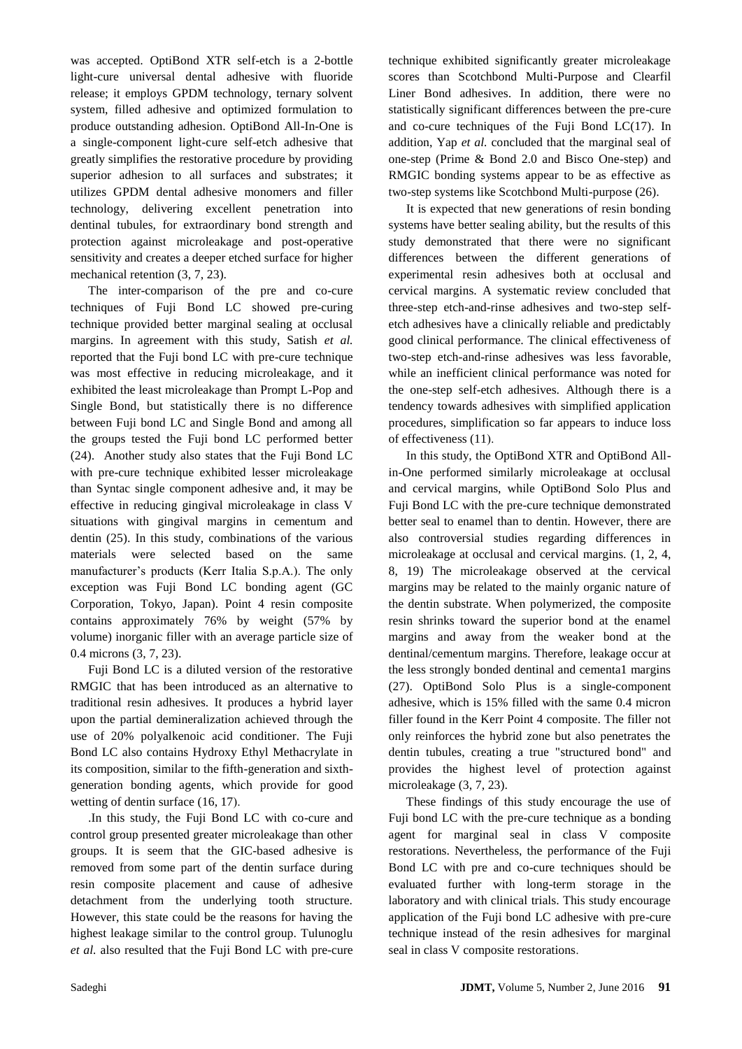was accepted. OptiBond XTR self-etch is a 2-bottle light-cure universal dental adhesive with fluoride release; it employs GPDM technology, ternary solvent system, filled adhesive and optimized formulation to produce outstanding adhesion. OptiBond All-In-One is a single-component light-cure self-etch adhesive that greatly simplifies the restorative procedure by providing superior adhesion to all surfaces and substrates; it utilizes GPDM dental adhesive monomers and filler technology, delivering excellent penetration into dentinal tubules, for extraordinary bond strength and protection against microleakage and post-operative sensitivity and creates a deeper etched surface for higher mechanical retention (3, 7, 23).

The inter-comparison of the pre and co-cure techniques of Fuji Bond LC showed pre-curing technique provided better marginal sealing at occlusal margins. In agreement with this study, Satish *et al.* reported that the Fuji bond LC with pre-cure technique was most effective in reducing microleakage, and it exhibited the least microleakage than Prompt L-Pop and Single Bond, but statistically there is no difference between Fuji bond LC and Single Bond and among all the groups tested the Fuji bond LC performed better (24). Another study also states that the Fuji Bond LC with pre-cure technique exhibited lesser microleakage than Syntac single component adhesive and, it may be effective in reducing gingival microleakage in class V situations with gingival margins in cementum and dentin (25). In this study, combinations of the various materials were selected based on the same manufacturer's products (Kerr Italia S.p.A.). The only exception was Fuji Bond LC bonding agent (GC Corporation, Tokyo, Japan). Point 4 resin composite contains approximately 76% by weight (57% by volume) inorganic filler with an average particle size of 0.4 microns (3, 7, 23).

Fuji Bond LC is a diluted version of the restorative RMGIC that has been introduced as an alternative to traditional resin adhesives. It produces a hybrid layer upon the partial demineralization achieved through the use of 20% polyalkenoic acid conditioner. The Fuji Bond LC also contains Hydroxy Ethyl Methacrylate in its composition, similar to the fifth-generation and sixth-generation bonding agents, which provide for good wetting of dentin surface (16, 17).

.In this study, the Fuji Bond LC with co-cure and control group presented greater microleakage than other groups. It is seem that the GIC-based adhesive is removed from some part of the dentin surface during resin composite placement and cause of adhesive detachment from the underlying tooth structure. However, this state could be the reasons for having the highest leakage similar to the control group. Tulunoglu *et al.* also resulted that the Fuji Bond LC with pre-cure technique exhibited significantly greater microleakage scores than Scotchbond Multi-Purpose and Clearfil Liner Bond adhesives. In addition, there were no statistically significant differences between the pre-cure and co-cure techniques of the Fuji Bond LC(17). In addition, Yap *et al.* concluded that the marginal seal of one-step (Prime & Bond 2.0 and Bisco One-step) and RMGIC bonding systems appear to be as effective as two-step systems like Scotchbond Multi-purpose (26).

It is expected that new generations of resin bonding systems have better sealing ability, but the results of this study demonstrated that there were no significant differences between the different generations of experimental resin adhesives both at occlusal and cervical margins. A systematic review concluded that three-step etch-and-rinse adhesives and two-step self-etch adhesives have a clinically reliable and predictably good clinical performance. The clinical effectiveness of two-step etch-and-rinse adhesives was less favorable, while an inefficient clinical performance was noted for the one-step self-etch adhesives. Although there is a tendency towards adhesives with simplified application procedures, simplification so far appears to induce loss of effectiveness (11).

In this study, the OptiBond XTR and OptiBond All-in-One performed similarly microleakage at occlusal and cervical margins, while OptiBond Solo Plus and Fuji Bond LC with the pre-cure technique demonstrated better seal to enamel than to dentin. However, there are also controversial studies regarding differences in microleakage at occlusal and cervical margins. (1, 2, 4, 8, 19) The microleakage observed at the cervical margins may be related to the mainly organic nature of the dentin substrate. When polymerized, the composite resin shrinks toward the superior bond at the enamel margins and away from the weaker bond at the dentinal/cementum margins. Therefore, leakage occur at the less strongly bonded dentinal and cementa1 margins (27). OptiBond Solo Plus is a single-component adhesive, which is 15% filled with the same 0.4 micron filler found in the Kerr Point 4 composite. The filler not only reinforces the hybrid zone but also penetrates the dentin tubules, creating a true "structured bond" and provides the highest level of protection against microleakage (3, 7, 23).

These findings of this study encourage the use of Fuji bond LC with the pre-cure technique as a bonding agent for marginal seal in class V composite restorations. Nevertheless, the performance of the Fuji Bond LC with pre and co-cure techniques should be evaluated further with long-term storage in the laboratory and with clinical trials. This study encourage application of the Fuji bond LC adhesive with pre-cure technique instead of the resin adhesives for marginal seal in class V composite restorations.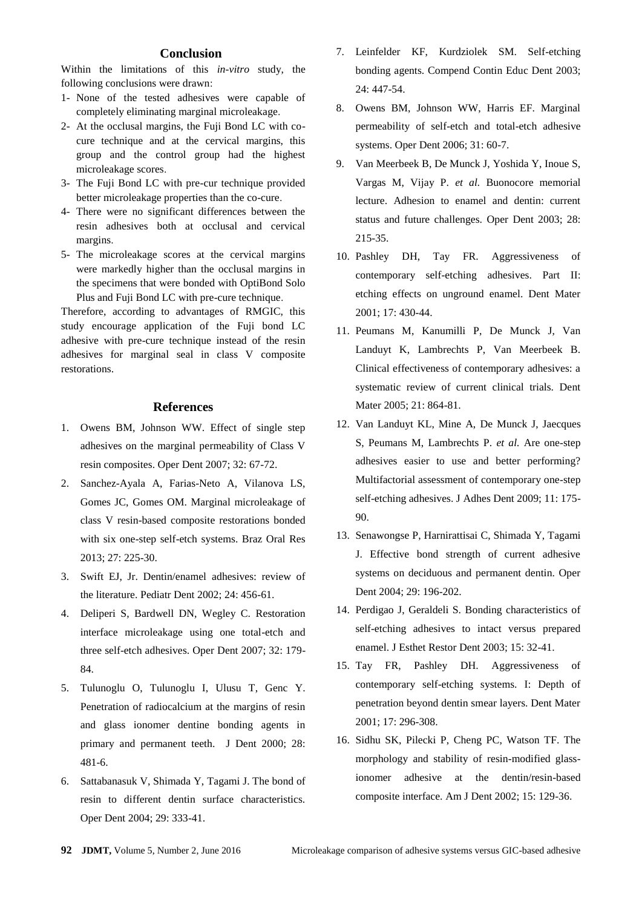## Conclusion

Within the limitations of this *in-vitro* study, the following conclusions were drawn:

1- None of the tested adhesives were capable of completely eliminating marginal microleakage.
2- At the occlusal margins, the Fuji Bond LC with co-cure technique and at the cervical margins, this group and the control group had the highest microleakage scores.
3- The Fuji Bond LC with pre-cur technique provided better microleakage properties than the co-cure.
4- There were no significant differences between the resin adhesives both at occlusal and cervical margins.
5- The microleakage scores at the cervical margins were markedly higher than the occlusal margins in the specimens that were bonded with OptiBond Solo Plus and Fuji Bond LC with pre-cure technique.

Therefore, according to advantages of RMGIC, this study encourage application of the Fuji bond LC adhesive with pre-cure technique instead of the resin adhesives for marginal seal in class V composite restorations.

## References

1. Owens BM, Johnson WW. Effect of single step adhesives on the marginal permeability of Class V resin composites. Oper Dent 2007; 32: 67-72.
2. Sanchez-Ayala A, Farias-Neto A, Vilanova LS, Gomes JC, Gomes OM. Marginal microleakage of class V resin-based composite restorations bonded with six one-step self-etch systems. Braz Oral Res 2013; 27: 225-30.
3. Swift EJ, Jr. Dentin/enamel adhesives: review of the literature. Pediatr Dent 2002; 24: 456-61.
4. Deliperi S, Bardwell DN, Wegley C. Restoration interface microleakage using one total-etch and three self-etch adhesives. Oper Dent 2007; 32: 179-84.
5. Tulunoglu O, Tulunoglu I, Ulusu T, Genc Y. Penetration of radiocalcium at the margins of resin and glass ionomer dentine bonding agents in primary and permanent teeth. J Dent 2000; 28: 481-6.
6. Sattabanasuk V, Shimada Y, Tagami J. The bond of resin to different dentin surface characteristics. Oper Dent 2004; 29: 333-41.
7. Leinfelder KF, Kurdziolek SM. Self-etching bonding agents. Compend Contin Educ Dent 2003; 24: 447-54.
8. Owens BM, Johnson WW, Harris EF. Marginal permeability of self-etch and total-etch adhesive systems. Oper Dent 2006; 31: 60-7.
9. Van Meerbeek B, De Munck J, Yoshida Y, Inoue S, Vargas M, Vijay P. *et al.* Buonocore memorial lecture. Adhesion to enamel and dentin: current status and future challenges. Oper Dent 2003; 28: 215-35.
10. Pashley DH, Tay FR. Aggressiveness of contemporary self-etching adhesives. Part II: etching effects on unground enamel. Dent Mater 2001; 17: 430-44.
11. Peumans M, Kanumilli P, De Munck J, Van Landuyt K, Lambrechts P, Van Meerbeek B. Clinical effectiveness of contemporary adhesives: a systematic review of current clinical trials. Dent Mater 2005; 21: 864-81.
12. Van Landuyt KL, Mine A, De Munck J, Jaecques S, Peumans M, Lambrechts P. *et al.* Are one-step adhesives easier to use and better performing? Multifactorial assessment of contemporary one-step self-etching adhesives. J Adhes Dent 2009; 11: 175-90.
13. Senawongse P, Harnirattisai C, Shimada Y, Tagami J. Effective bond strength of current adhesive systems on deciduous and permanent dentin. Oper Dent 2004; 29: 196-202.
14. Perdigao J, Geraldeli S. Bonding characteristics of self-etching adhesives to intact versus prepared enamel. J Esthet Restor Dent 2003; 15: 32-41.
15. Tay FR, Pashley DH. Aggressiveness of contemporary self-etching systems. I: Depth of penetration beyond dentin smear layers. Dent Mater 2001; 17: 296-308.
16. Sidhu SK, Pilecki P, Cheng PC, Watson TF. The morphology and stability of resin-modified glass-ionomer adhesive at the dentin/resin-based composite interface. Am J Dent 2002; 15: 129-36.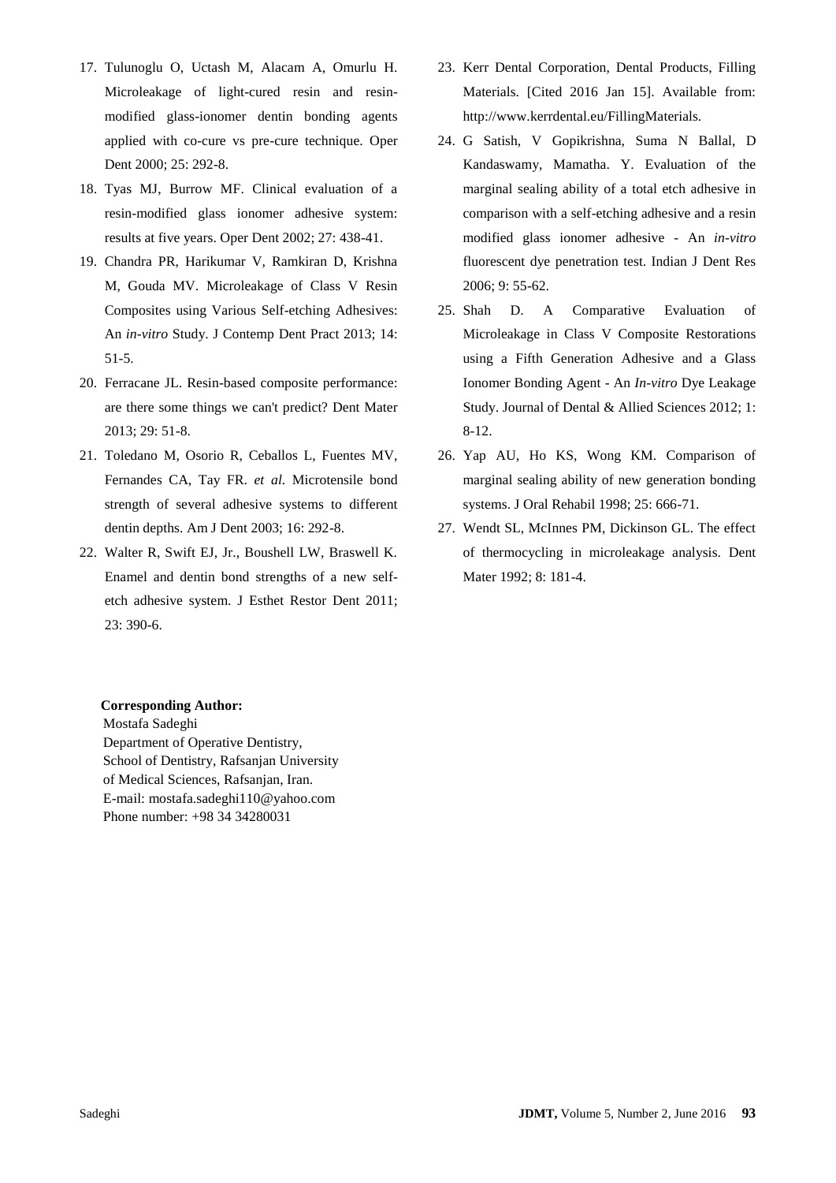17. Tulunoglu O, Uctash M, Alacam A, Omurlu H. Microleakage of light-cured resin and resin-modified glass-ionomer dentin bonding agents applied with co-cure vs pre-cure technique. Oper Dent 2000; 25: 292-8.
18. Tyas MJ, Burrow MF. Clinical evaluation of a resin-modified glass ionomer adhesive system: results at five years. Oper Dent 2002; 27: 438-41.
19. Chandra PR, Harikumar V, Ramkiran D, Krishna M, Gouda MV. Microleakage of Class V Resin Composites using Various Self-etching Adhesives: An *in-vitro* Study. J Contemp Dent Pract 2013; 14: 51-5.
20. Ferracane JL. Resin-based composite performance: are there some things we can't predict? Dent Mater 2013; 29: 51-8.
21. Toledano M, Osorio R, Ceballos L, Fuentes MV, Fernandes CA, Tay FR. *et al.* Microtensile bond strength of several adhesive systems to different dentin depths. Am J Dent 2003; 16: 292-8.
22. Walter R, Swift EJ, Jr., Boushell LW, Braswell K. Enamel and dentin bond strengths of a new self-etch adhesive system. J Esthet Restor Dent 2011; 23: 390-6.
23. Kerr Dental Corporation, Dental Products, Filling Materials. [Cited 2016 Jan 15]. Available from: http://www.kerrdental.eu/FillingMaterials.
24. G Satish, V Gopikrishna, Suma N Ballal, D Kandaswamy, Mamatha. Y. Evaluation of the marginal sealing ability of a total etch adhesive in comparison with a self-etching adhesive and a resin modified glass ionomer adhesive - An *in-vitro* fluorescent dye penetration test. Indian J Dent Res 2006; 9: 55-62.
25. Shah D. A Comparative Evaluation of Microleakage in Class V Composite Restorations using a Fifth Generation Adhesive and a Glass Ionomer Bonding Agent - An *In-vitro* Dye Leakage Study. Journal of Dental & Allied Sciences 2012; 1: 8-12.
26. Yap AU, Ho KS, Wong KM. Comparison of marginal sealing ability of new generation bonding systems. J Oral Rehabil 1998; 25: 666-71.
27. Wendt SL, McInnes PM, Dickinson GL. The effect of thermocycling in microleakage analysis. Dent Mater 1992; 8: 181-4.

**Corresponding Author:**
Mostafa Sadeghi
Department of Operative Dentistry,
School of Dentistry, Rafsanjan University
of Medical Sciences, Rafsanjan, Iran.
E-mail: mostafa.sadeghi110@yahoo.com
Phone number: +98 34 34280031